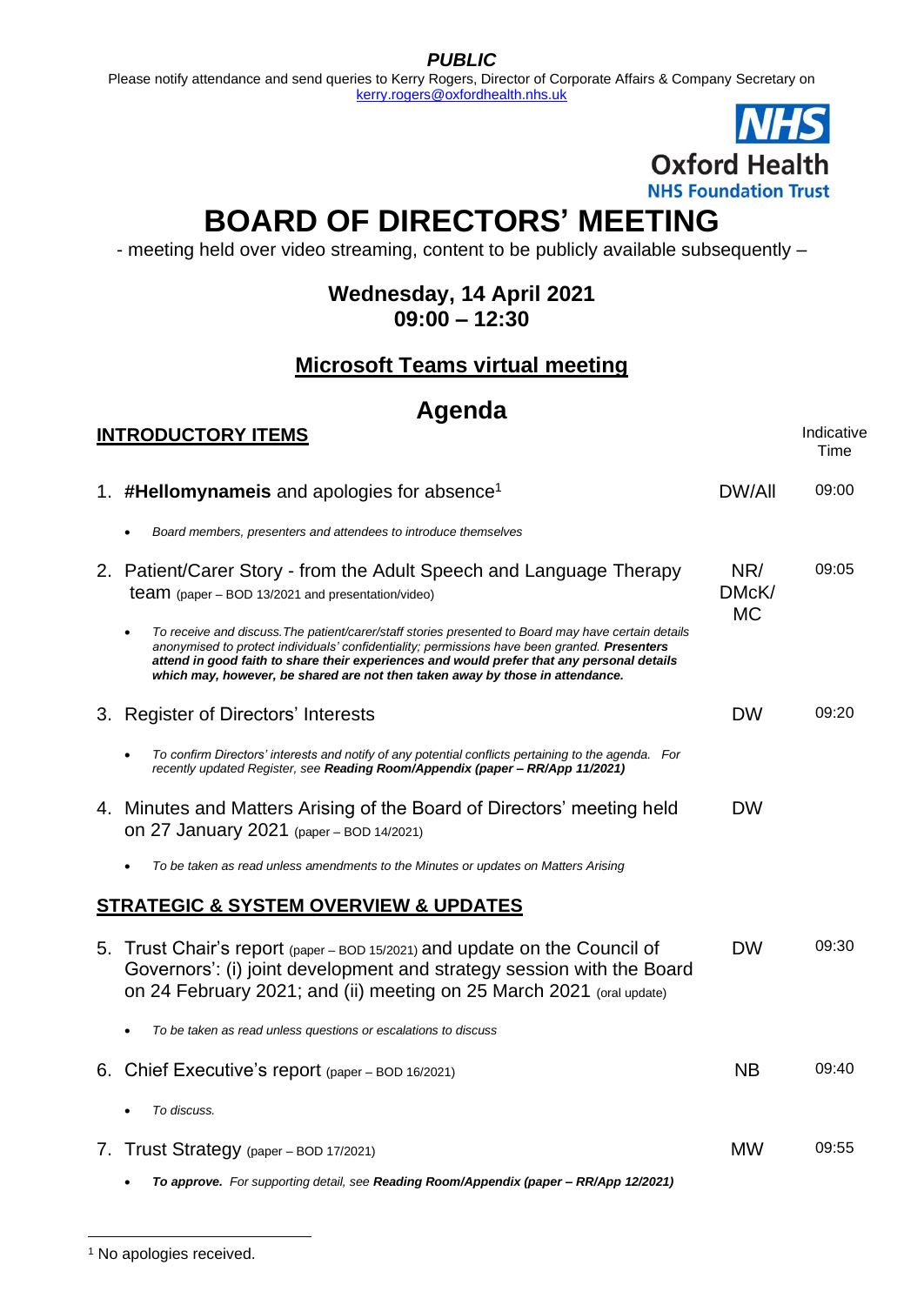***PUBLIC***

Please notify attendance and send queries to Kerry Rogers, Director of Corporate Affairs & Company Secretary on kerry.rogers@oxfordhealth.nhs.uk

**NHS Oxford Health NHS Foundation Trust**

# BOARD OF DIRECTORS' MEETING

- meeting held over video streaming, content to be publicly available subsequently –

**Wednesday, 14 April 2021**
**09:00 – 12:30**

**Microsoft Teams virtual meeting**

## Agenda

### INTRODUCTORY ITEMS

| | Item | Lead | Indicative Time |
|---|---|---|---|
| 1. | **#Hellomynameis** and apologies for absence[1] | DW/All | 09:00 |
| | • *Board members, presenters and attendees to introduce themselves* | | |
| 2. | Patient/Carer Story - from the Adult Speech and Language Therapy team (paper – BOD 13/2021 and presentation/video) | NR/ DMcK/ MC | 09:05 |
| | • *To receive and discuss. The patient/carer/staff stories presented to Board may have certain details anonymised to protect individuals' confidentiality; permissions have been granted.* ***Presenters attend in good faith to share their experiences and would prefer that any personal details which may, however, be shared are not then taken away by those in attendance.*** | | |
| 3. | Register of Directors' Interests | DW | 09:20 |
| | • *To confirm Directors' interests and notify of any potential conflicts pertaining to the agenda. For recently updated Register, see* ***Reading Room/Appendix (paper – RR/App 11/2021)*** | | |
| 4. | Minutes and Matters Arising of the Board of Directors' meeting held on 27 January 2021 (paper – BOD 14/2021) | DW | |
| | • *To be taken as read unless amendments to the Minutes or updates on Matters Arising* | | |

### STRATEGIC & SYSTEM OVERVIEW & UPDATES

| | Item | Lead | Indicative Time |
|---|---|---|---|
| 5. | Trust Chair's report (paper – BOD 15/2021) and update on the Council of Governors': (i) joint development and strategy session with the Board on 24 February 2021; and (ii) meeting on 25 March 2021 (oral update) | DW | 09:30 |
| | • *To be taken as read unless questions or escalations to discuss* | | |
| 6. | Chief Executive's report (paper – BOD 16/2021) | NB | 09:40 |
| | • *To discuss.* | | |
| 7. | Trust Strategy (paper – BOD 17/2021) | MW | 09:55 |
| | • ***To approve.*** *For supporting detail, see* ***Reading Room/Appendix (paper – RR/App 12/2021)*** | | |

---

[1] No apologies received.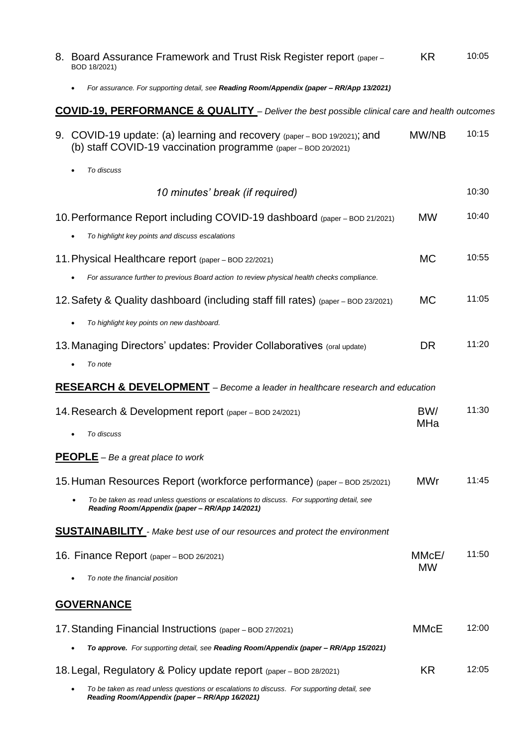8. Board Assurance Framework and Trust Risk Register report (paper – BOD 18/2021) — KR — 10:05
   - *For assurance. For supporting detail, see **Reading Room/Appendix (paper – RR/App 13/2021)***

## COVID-19, PERFORMANCE & QUALITY – *Deliver the best possible clinical care and health outcomes*

9. COVID-19 update: (a) learning and recovery (paper – BOD 19/2021); and (b) staff COVID-19 vaccination programme (paper – BOD 20/2021) — MW/NB — 10:15
   - *To discuss*

*10 minutes' break (if required)* — 10:30

10. Performance Report including COVID-19 dashboard (paper – BOD 21/2021) — MW — 10:40
    - *To highlight key points and discuss escalations*

11. Physical Healthcare report (paper – BOD 22/2021) — MC — 10:55
    - *For assurance further to previous Board action to review physical health checks compliance.*

12. Safety & Quality dashboard (including staff fill rates) (paper – BOD 23/2021) — MC — 11:05
    - *To highlight key points on new dashboard.*

13. Managing Directors' updates: Provider Collaboratives (oral update) — DR — 11:20
    - *To note*

## RESEARCH & DEVELOPMENT – *Become a leader in healthcare research and education*

14. Research & Development report (paper – BOD 24/2021) — BW/ MHa — 11:30
    - *To discuss*

## PEOPLE – *Be a great place to work*

15. Human Resources Report (workforce performance) (paper – BOD 25/2021) — MWr — 11:45
    - *To be taken as read unless questions or escalations to discuss. For supporting detail, see **Reading Room/Appendix (paper – RR/App 14/2021)***

## SUSTAINABILITY - *Make best use of our resources and protect the environment*

16. Finance Report (paper – BOD 26/2021) — MMcE/ MW — 11:50
    - *To note the financial position*

## GOVERNANCE

17. Standing Financial Instructions (paper – BOD 27/2021) — MMcE — 12:00
    - ***To approve.** For supporting detail, see **Reading Room/Appendix (paper – RR/App 15/2021)***

18. Legal, Regulatory & Policy update report (paper – BOD 28/2021) — KR — 12:05
    - *To be taken as read unless questions or escalations to discuss. For supporting detail, see **Reading Room/Appendix (paper – RR/App 16/2021)***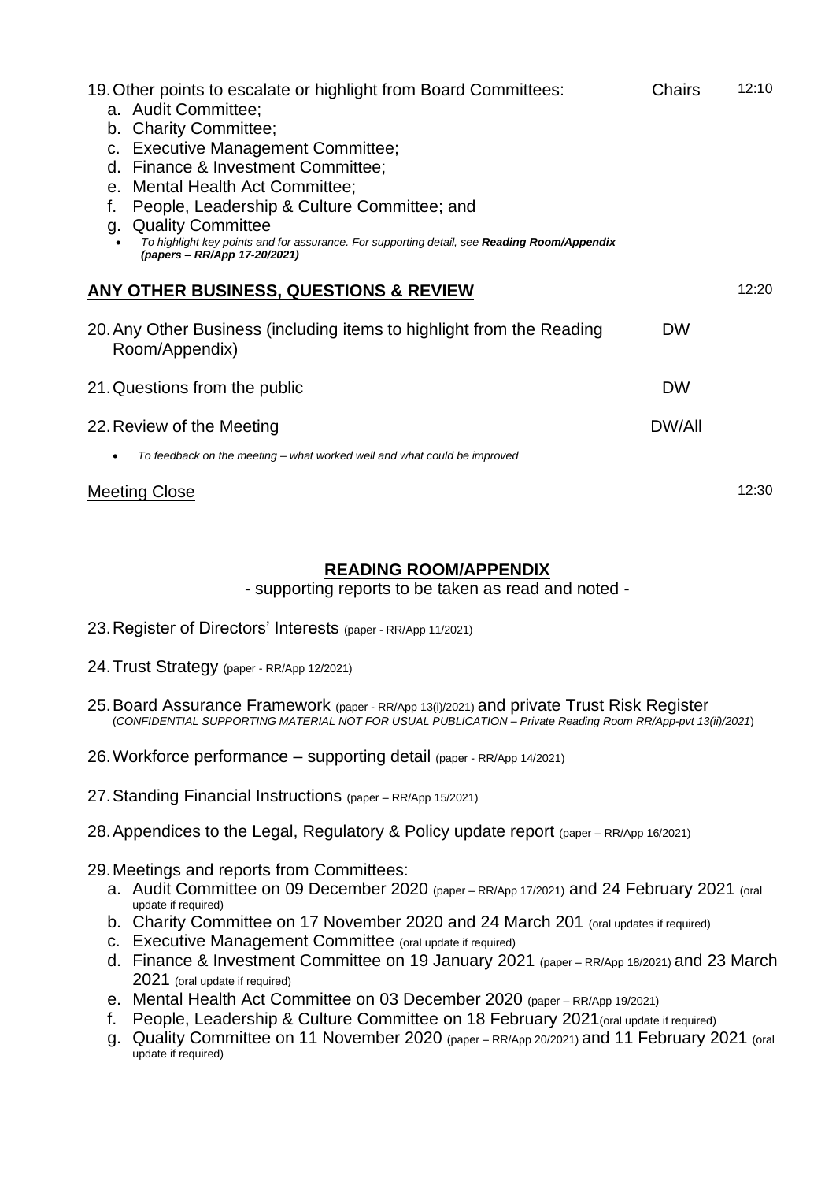19. Other points to escalate or highlight from Board Committees: Chairs 12:10
    a. Audit Committee;
    b. Charity Committee;
    c. Executive Management Committee;
    d. Finance & Investment Committee;
    e. Mental Health Act Committee;
    f. People, Leadership & Culture Committee; and
    g. Quality Committee
    - *To highlight key points and for assurance. For supporting detail, see **Reading Room/Appendix (papers – RR/App 17-20/2021)***

## ANY OTHER BUSINESS, QUESTIONS & REVIEW

12:20

20. Any Other Business (including items to highlight from the Reading Room/Appendix) DW

21. Questions from the public DW

22. Review of the Meeting DW/All
    - *To feedback on the meeting – what worked well and what could be improved*

Meeting Close 12:30

## READING ROOM/APPENDIX

- supporting reports to be taken as read and noted -

23. Register of Directors' Interests (paper - RR/App 11/2021)

24. Trust Strategy (paper - RR/App 12/2021)

25. Board Assurance Framework (paper - RR/App 13(i)/2021) and private Trust Risk Register (*CONFIDENTIAL SUPPORTING MATERIAL NOT FOR USUAL PUBLICATION – Private Reading Room RR/App-pvt 13(ii)/2021*)

26. Workforce performance – supporting detail (paper - RR/App 14/2021)

27. Standing Financial Instructions (paper – RR/App 15/2021)

28. Appendices to the Legal, Regulatory & Policy update report (paper – RR/App 16/2021)

29. Meetings and reports from Committees:
    a. Audit Committee on 09 December 2020 (paper – RR/App 17/2021) and 24 February 2021 (oral update if required)
    b. Charity Committee on 17 November 2020 and 24 March 201 (oral updates if required)
    c. Executive Management Committee (oral update if required)
    d. Finance & Investment Committee on 19 January 2021 (paper – RR/App 18/2021) and 23 March 2021 (oral update if required)
    e. Mental Health Act Committee on 03 December 2020 (paper – RR/App 19/2021)
    f. People, Leadership & Culture Committee on 18 February 2021 (oral update if required)
    g. Quality Committee on 11 November 2020 (paper – RR/App 20/2021) and 11 February 2021 (oral update if required)